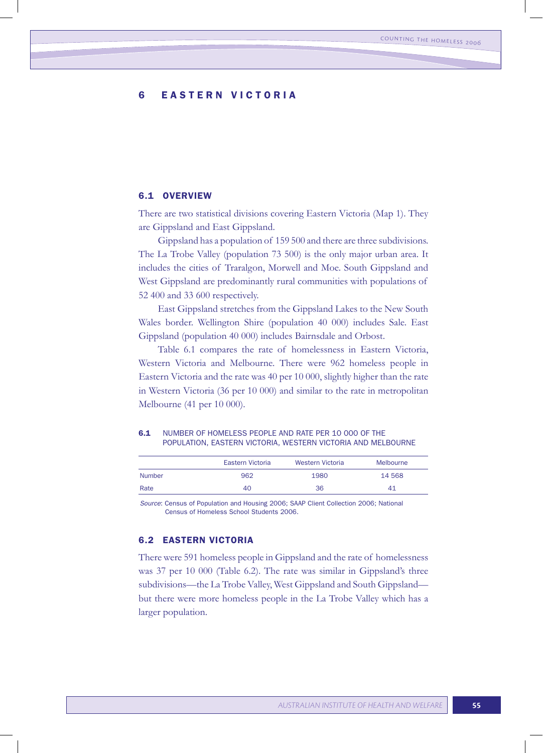# 6 EASTERN VICTORIA

## 6.1 OVERVIEW

There are two statistical divisions covering Eastern Victoria (Map 1). They are Gippsland and East Gippsland.

Gippsland has a population of 159 500 and there are three subdivisions. The La Trobe Valley (population 73 500) is the only major urban area. It includes the cities of Traralgon, Morwell and Moe. South Gippsland and West Gippsland are predominantly rural communities with populations of 52 400 and 33 600 respectively.

East Gippsland stretches from the Gippsland Lakes to the New South Wales border. Wellington Shire (population 40 000) includes Sale. East Gippsland (population 40 000) includes Bairnsdale and Orbost.

Table 6.1 compares the rate of homelessness in Eastern Victoria, Western Victoria and Melbourne. There were 962 homeless people in Eastern Victoria and the rate was 40 per 10 000, slightly higher than the rate in Western Victoria (36 per 10 000) and similar to the rate in metropolitan Melbourne (41 per 10 000).

**6.1 NUMBER OF HOMELESS PEOPLE AND RATE PER 10 000 OF THE POPULATION, EASTERN VICTORIA, WESTERN VICTORIA AND MELBOURNE**

| | Eastern Victoria | Western Victoria | Melbourne |
|---|---|---|---|
| Number | 962 | 1980 | 14 568 |
| Rate | 40 | 36 | 41 |

*Source*: Census of Population and Housing 2006; SAAP Client Collection 2006; National Census of Homeless School Students 2006.

## 6.2 EASTERN VICTORIA

There were 591 homeless people in Gippsland and the rate of homelessness was 37 per 10 000 (Table 6.2). The rate was similar in Gippsland's three subdivisions—the La Trobe Valley, West Gippsland and South Gippsland—but there were more homeless people in the La Trobe Valley which has a larger population.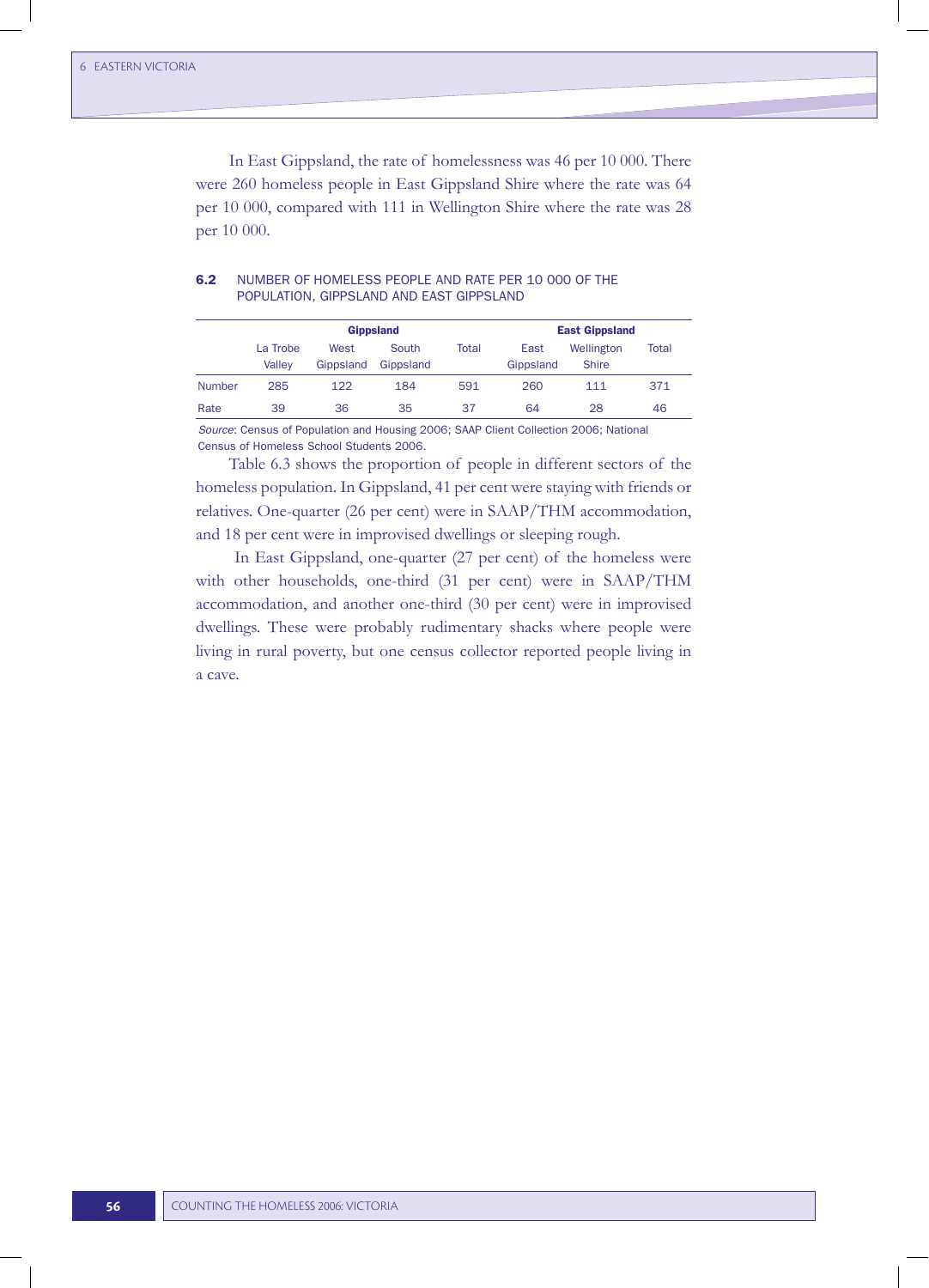In East Gippsland, the rate of homelessness was 46 per 10 000. There were 260 homeless people in East Gippsland Shire where the rate was 64 per 10 000, compared with 111 in Wellington Shire where the rate was 28 per 10 000.

**6.2** NUMBER OF HOMELESS PEOPLE AND RATE PER 10 000 OF THE POPULATION, GIPPSLAND AND EAST GIPPSLAND

| | Gippsland | | | | East Gippsland | | |
|---|---|---|---|---|---|---|---|
| | La Trobe Valley | West Gippsland | South Gippsland | Total | East Gippsland | Wellington Shire | Total |
| Number | 285 | 122 | 184 | 591 | 260 | 111 | 371 |
| Rate | 39 | 36 | 35 | 37 | 64 | 28 | 46 |

*Source*: Census of Population and Housing 2006; SAAP Client Collection 2006; National Census of Homeless School Students 2006.

Table 6.3 shows the proportion of people in different sectors of the homeless population. In Gippsland, 41 per cent were staying with friends or relatives. One-quarter (26 per cent) were in SAAP/THM accommodation, and 18 per cent were in improvised dwellings or sleeping rough.

In East Gippsland, one-quarter (27 per cent) of the homeless were with other households, one-third (31 per cent) were in SAAP/THM accommodation, and another one-third (30 per cent) were in improvised dwellings. These were probably rudimentary shacks where people were living in rural poverty, but one census collector reported people living in a cave.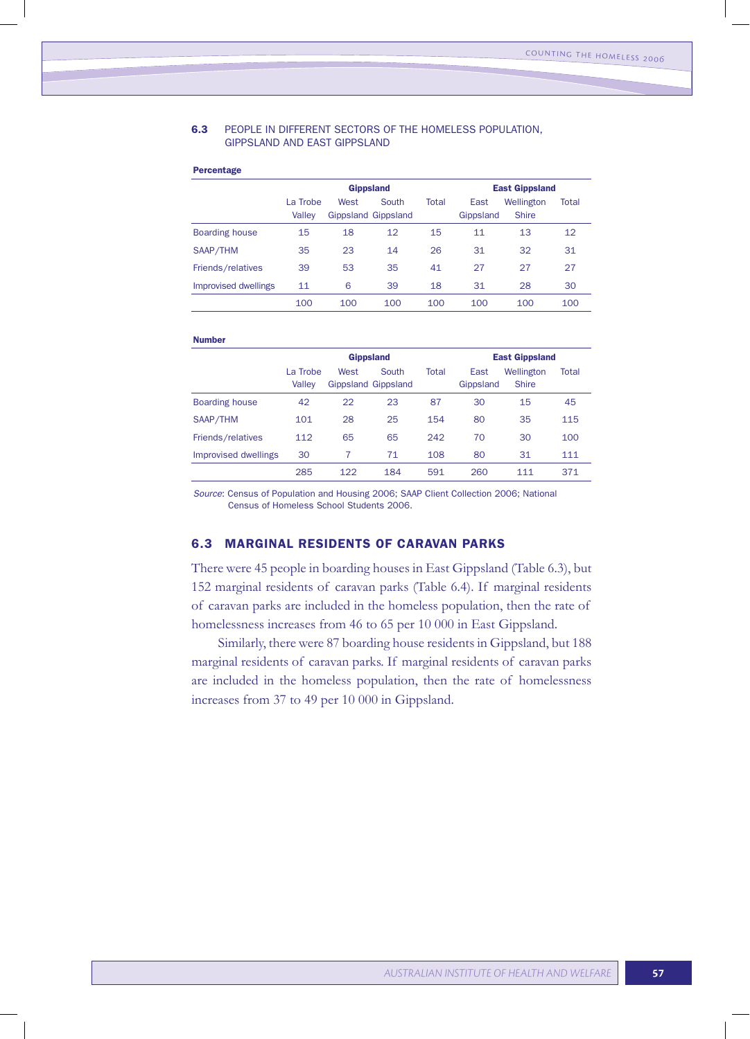**6.3** PEOPLE IN DIFFERENT SECTORS OF THE HOMELESS POPULATION, GIPPSLAND AND EAST GIPPSLAND

**Percentage**

| | Gippsland | | | | East Gippsland | | |
|---|---|---|---|---|---|---|---|
| | La Trobe Valley | West Gippsland | South Gippsland | Total | East Gippsland | Wellington Shire | Total |
| Boarding house | 15 | 18 | 12 | 15 | 11 | 13 | 12 |
| SAAP/THM | 35 | 23 | 14 | 26 | 31 | 32 | 31 |
| Friends/relatives | 39 | 53 | 35 | 41 | 27 | 27 | 27 |
| Improvised dwellings | 11 | 6 | 39 | 18 | 31 | 28 | 30 |
| | 100 | 100 | 100 | 100 | 100 | 100 | 100 |

**Number**

| | Gippsland | | | | East Gippsland | | |
|---|---|---|---|---|---|---|---|
| | La Trobe Valley | West Gippsland | South Gippsland | Total | East Gippsland | Wellington Shire | Total |
| Boarding house | 42 | 22 | 23 | 87 | 30 | 15 | 45 |
| SAAP/THM | 101 | 28 | 25 | 154 | 80 | 35 | 115 |
| Friends/relatives | 112 | 65 | 65 | 242 | 70 | 30 | 100 |
| Improvised dwellings | 30 | 7 | 71 | 108 | 80 | 31 | 111 |
| | 285 | 122 | 184 | 591 | 260 | 111 | 371 |

*Source*: Census of Population and Housing 2006; SAAP Client Collection 2006; National Census of Homeless School Students 2006.

## 6.3 MARGINAL RESIDENTS OF CARAVAN PARKS

There were 45 people in boarding houses in East Gippsland (Table 6.3), but 152 marginal residents of caravan parks (Table 6.4). If marginal residents of caravan parks are included in the homeless population, then the rate of homelessness increases from 46 to 65 per 10 000 in East Gippsland.

Similarly, there were 87 boarding house residents in Gippsland, but 188 marginal residents of caravan parks. If marginal residents of caravan parks are included in the homeless population, then the rate of homelessness increases from 37 to 49 per 10 000 in Gippsland.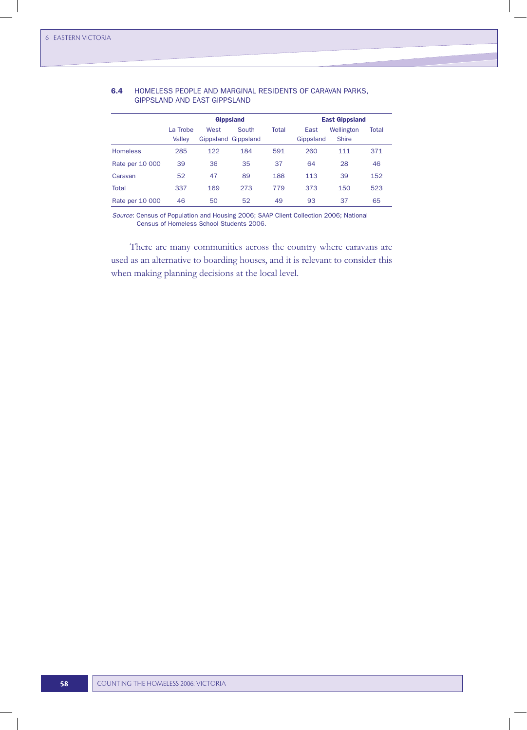**6.4** HOMELESS PEOPLE AND MARGINAL RESIDENTS OF CARAVAN PARKS, GIPPSLAND AND EAST GIPPSLAND

| | Gippsland | | | | East Gippsland | | |
|---|---|---|---|---|---|---|---|
| | La Trobe Valley | West Gippsland | South Gippsland | Total | East Gippsland | Wellington Shire | Total |
| Homeless | 285 | 122 | 184 | 591 | 260 | 111 | 371 |
| Rate per 10 000 | 39 | 36 | 35 | 37 | 64 | 28 | 46 |
| Caravan | 52 | 47 | 89 | 188 | 113 | 39 | 152 |
| Total | 337 | 169 | 273 | 779 | 373 | 150 | 523 |
| Rate per 10 000 | 46 | 50 | 52 | 49 | 93 | 37 | 65 |

*Source*: Census of Population and Housing 2006; SAAP Client Collection 2006; National Census of Homeless School Students 2006.

There are many communities across the country where caravans are used as an alternative to boarding houses, and it is relevant to consider this when making planning decisions at the local level.